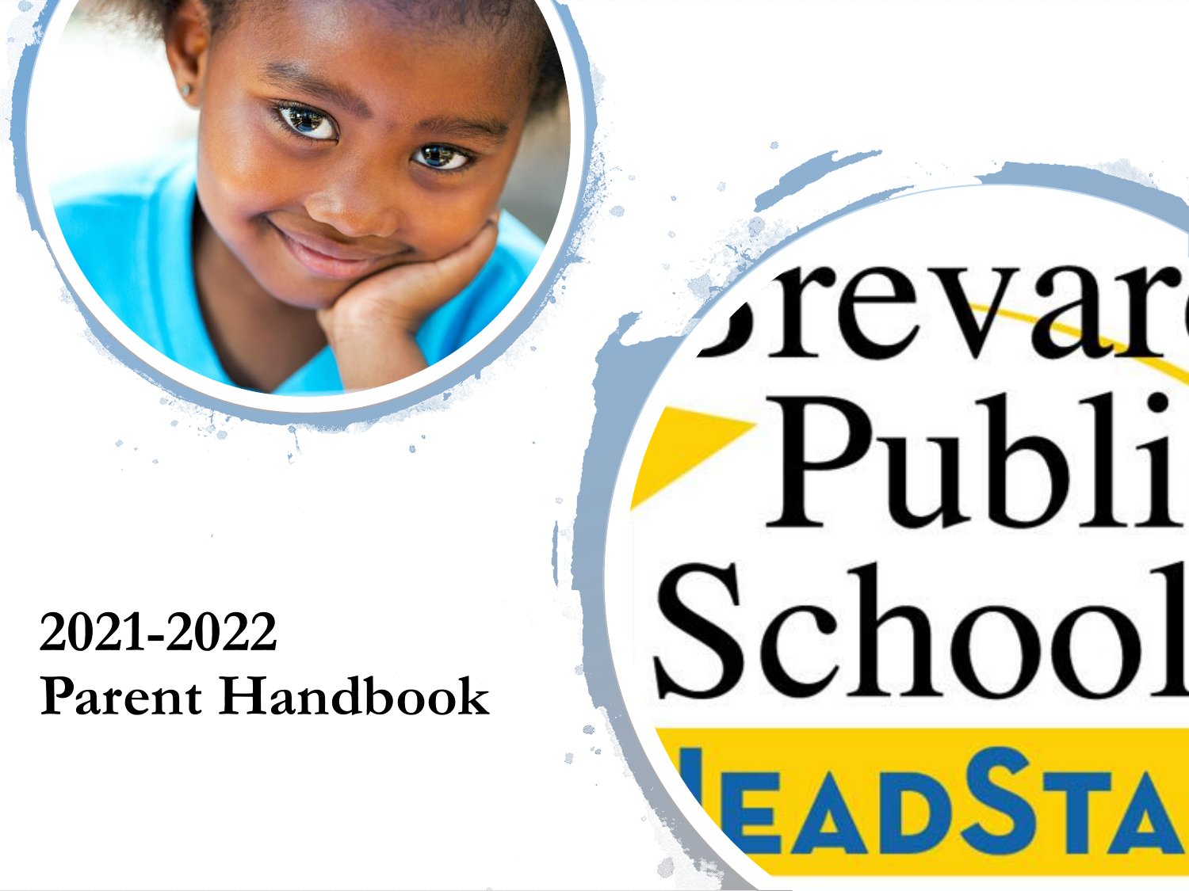# 2021-2022 Parent Handbook

Brevard Public Schools

HeadStart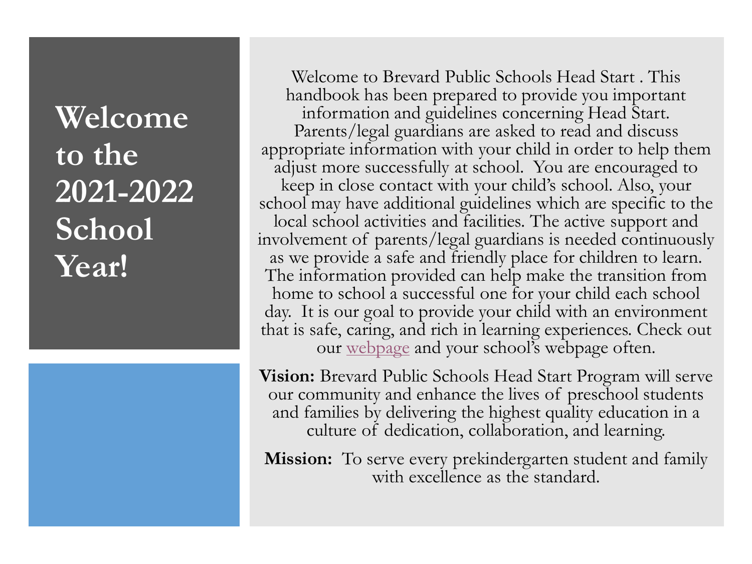# Welcome to the 2021-2022 School Year!

Welcome to Brevard Public Schools Head Start . This handbook has been prepared to provide you important information and guidelines concerning Head Start. Parents/legal guardians are asked to read and discuss appropriate information with your child in order to help them adjust more successfully at school. You are encouraged to keep in close contact with your child's school. Also, your school may have additional guidelines which are specific to the local school activities and facilities. The active support and involvement of parents/legal guardians is needed continuously as we provide a safe and friendly place for children to learn. The information provided can help make the transition from home to school a successful one for your child each school day. It is our goal to provide your child with an environment that is safe, caring, and rich in learning experiences. Check out our webpage and your school's webpage often.

**Vision:** Brevard Public Schools Head Start Program will serve our community and enhance the lives of preschool students and families by delivering the highest quality education in a culture of dedication, collaboration, and learning.

**Mission:** To serve every prekindergarten student and family with excellence as the standard.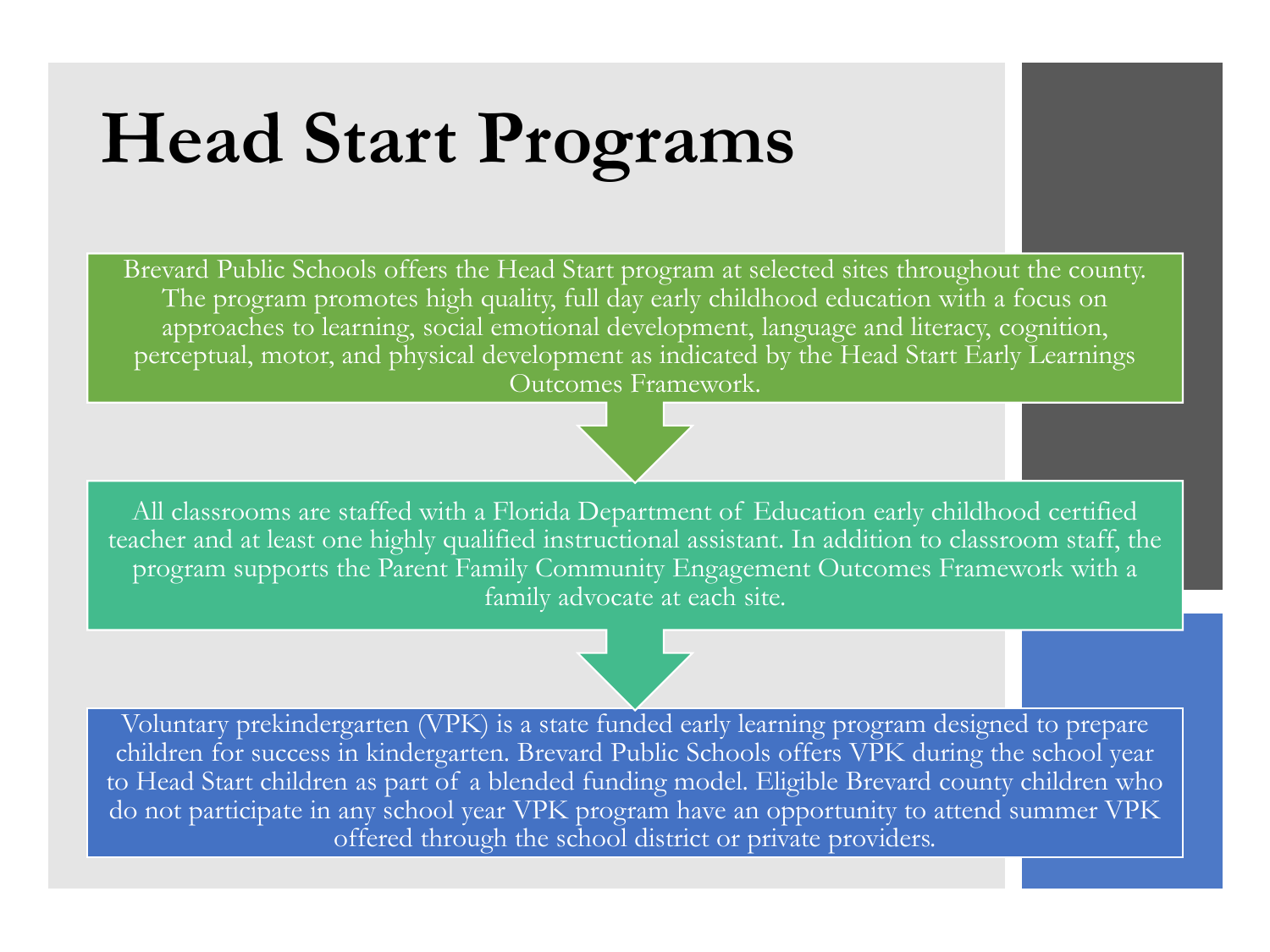# Head Start Programs

Brevard Public Schools offers the Head Start program at selected sites throughout the county. The program promotes high quality, full day early childhood education with a focus on approaches to learning, social emotional development, language and literacy, cognition, perceptual, motor, and physical development as indicated by the Head Start Early Learnings Outcomes Framework.

All classrooms are staffed with a Florida Department of Education early childhood certified teacher and at least one highly qualified instructional assistant. In addition to classroom staff, the program supports the Parent Family Community Engagement Outcomes Framework with a family advocate at each site.

Voluntary prekindergarten (VPK) is a state funded early learning program designed to prepare children for success in kindergarten. Brevard Public Schools offers VPK during the school year to Head Start children as part of a blended funding model. Eligible Brevard county children who do not participate in any school year VPK program have an opportunity to attend summer VPK offered through the school district or private providers.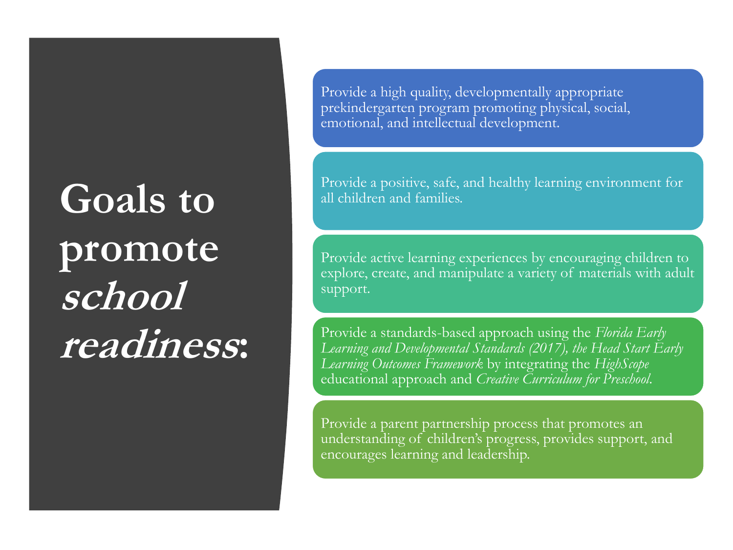# Goals to promote ***school readiness***:

- Provide a high quality, developmentally appropriate prekindergarten program promoting physical, social, emotional, and intellectual development.
- Provide a positive, safe, and healthy learning environment for all children and families.
- Provide active learning experiences by encouraging children to explore, create, and manipulate a variety of materials with adult support.
- Provide a standards-based approach using the *Florida Early Learning and Developmental Standards (2017), the Head Start Early Learning Outcomes Framework* by integrating the *HighScope* educational approach and *Creative Curriculum for Preschool*.
- Provide a parent partnership process that promotes an understanding of children's progress, provides support, and encourages learning and leadership.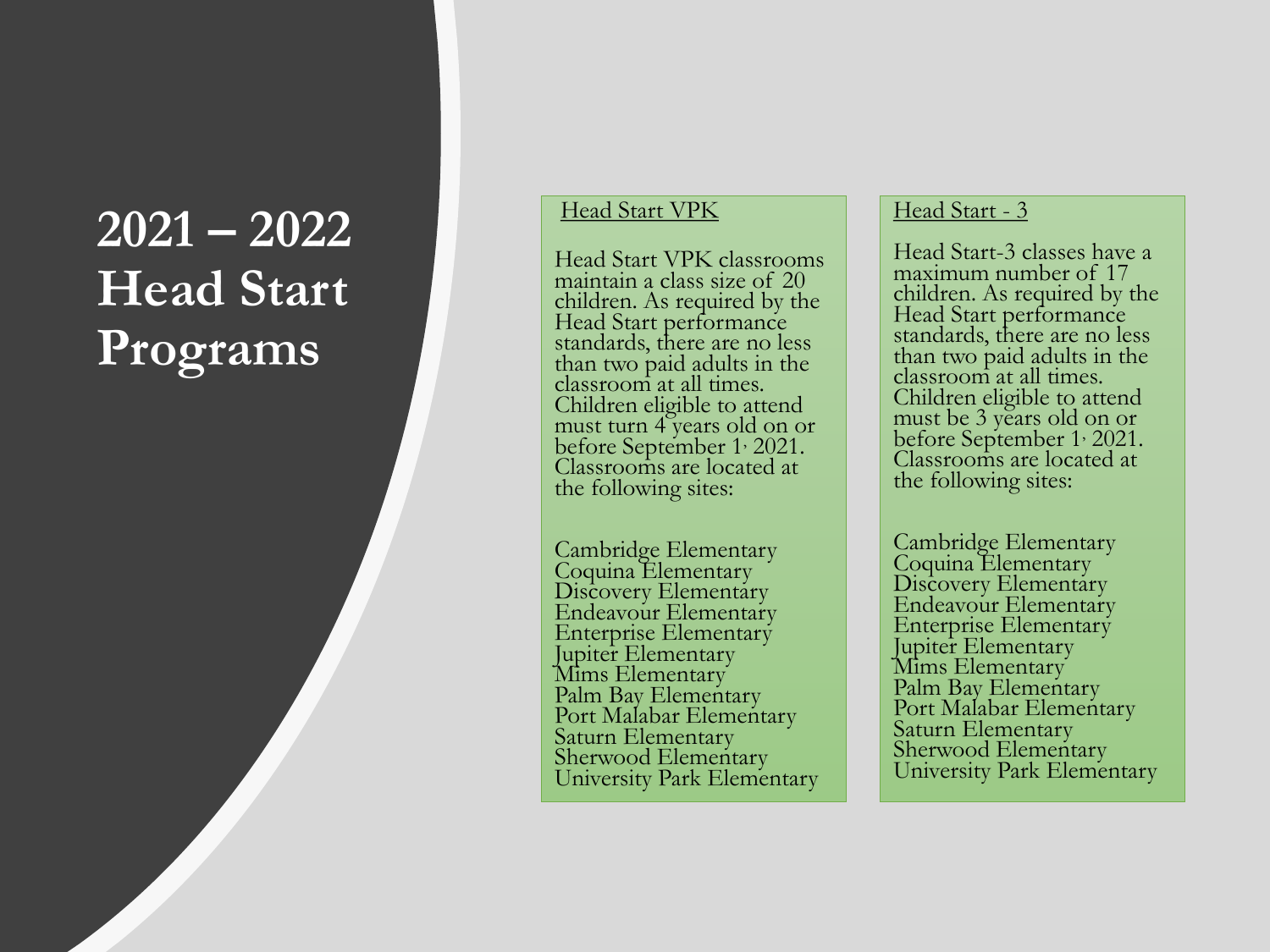# 2021 – 2022 Head Start Programs

## Head Start VPK

Head Start VPK classrooms maintain a class size of 20 children. As required by the Head Start performance standards, there are no less than two paid adults in the classroom at all times. Children eligible to attend must turn 4 years old on or before September 1, 2021. Classrooms are located at the following sites:

Cambridge Elementary
Coquina Elementary
Discovery Elementary
Endeavour Elementary
Enterprise Elementary
Jupiter Elementary
Mims Elementary
Palm Bay Elementary
Port Malabar Elementary
Saturn Elementary
Sherwood Elementary
University Park Elementary

## Head Start - 3

Head Start-3 classes have a maximum number of 17 children. As required by the Head Start performance standards, there are no less than two paid adults in the classroom at all times. Children eligible to attend must be 3 years old on or before September 1, 2021. Classrooms are located at the following sites:

Cambridge Elementary
Coquina Elementary
Discovery Elementary
Endeavour Elementary
Enterprise Elementary
Jupiter Elementary
Mims Elementary
Palm Bay Elementary
Port Malabar Elementary
Saturn Elementary
Sherwood Elementary
University Park Elementary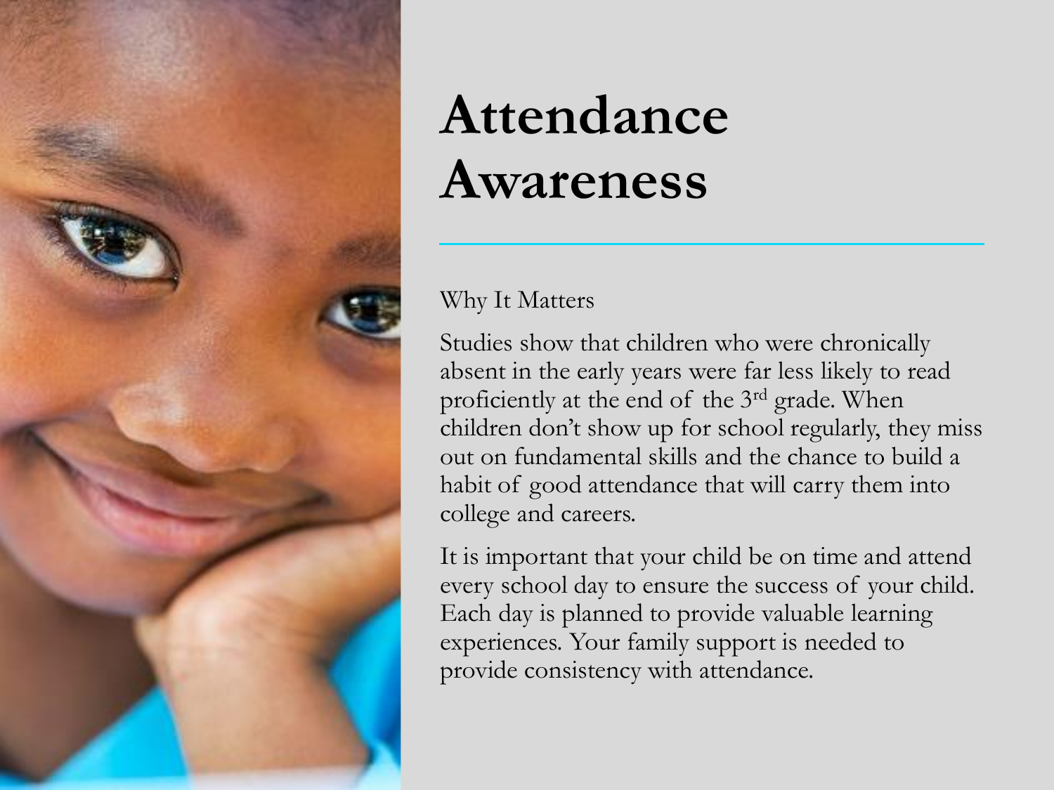# Attendance Awareness

Why It Matters

Studies show that children who were chronically absent in the early years were far less likely to read proficiently at the end of the 3rd grade. When children don't show up for school regularly, they miss out on fundamental skills and the chance to build a habit of good attendance that will carry them into college and careers.

It is important that your child be on time and attend every school day to ensure the success of your child. Each day is planned to provide valuable learning experiences. Your family support is needed to provide consistency with attendance.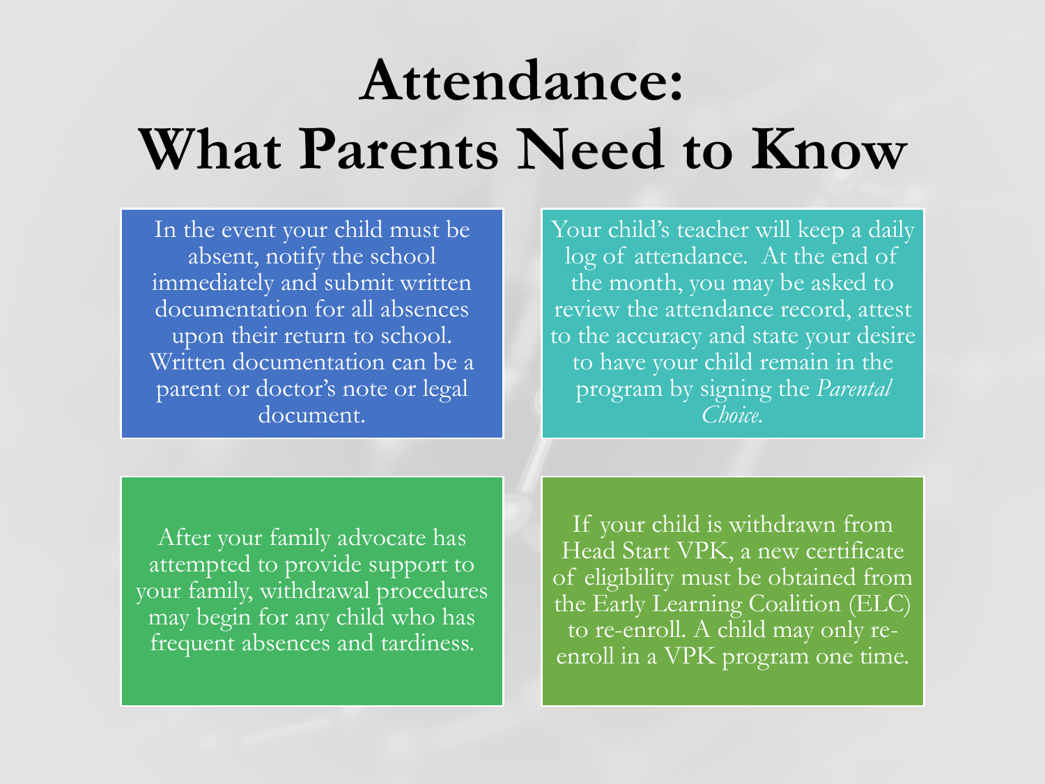# Attendance: What Parents Need to Know

In the event your child must be absent, notify the school immediately and submit written documentation for all absences upon their return to school. Written documentation can be a parent or doctor's note or legal document.

Your child's teacher will keep a daily log of attendance. At the end of the month, you may be asked to review the attendance record, attest to the accuracy and state your desire to have your child remain in the program by signing the *Parental Choice*.

After your family advocate has attempted to provide support to your family, withdrawal procedures may begin for any child who has frequent absences and tardiness.

If your child is withdrawn from Head Start VPK, a new certificate of eligibility must be obtained from the Early Learning Coalition (ELC) to re-enroll. A child may only re-enroll in a VPK program one time.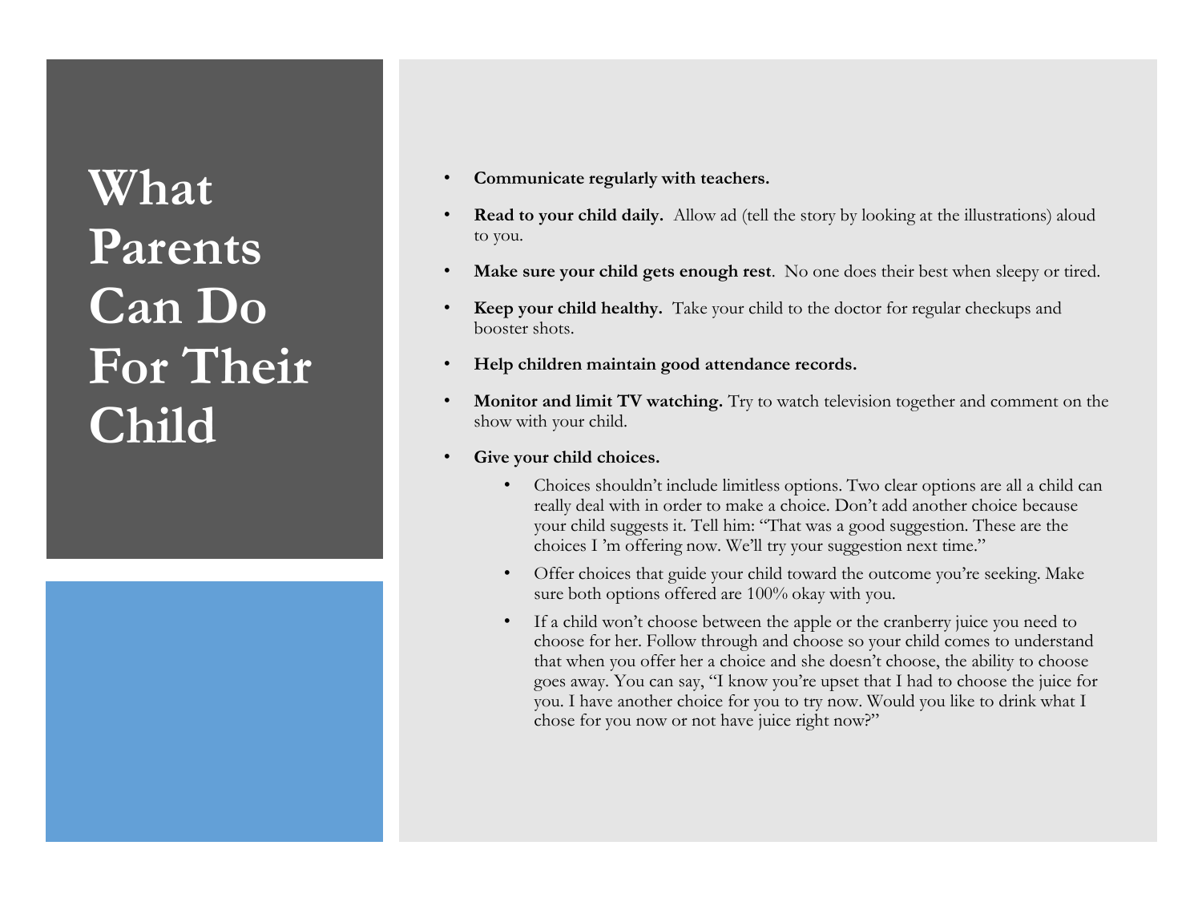# What Parents Can Do For Their Child

- **Communicate regularly with teachers.**
- **Read to your child daily.** Allow ad (tell the story by looking at the illustrations) aloud to you.
- **Make sure your child gets enough rest**. No one does their best when sleepy or tired.
- **Keep your child healthy.** Take your child to the doctor for regular checkups and booster shots.
- **Help children maintain good attendance records.**
- **Monitor and limit TV watching.** Try to watch television together and comment on the show with your child.
- **Give your child choices.**
  - Choices shouldn't include limitless options. Two clear options are all a child can really deal with in order to make a choice. Don't add another choice because your child suggests it. Tell him: "That was a good suggestion. These are the choices I 'm offering now. We'll try your suggestion next time."
  - Offer choices that guide your child toward the outcome you're seeking. Make sure both options offered are 100% okay with you.
  - If a child won't choose between the apple or the cranberry juice you need to choose for her. Follow through and choose so your child comes to understand that when you offer her a choice and she doesn't choose, the ability to choose goes away. You can say, "I know you're upset that I had to choose the juice for you. I have another choice for you to try now. Would you like to drink what I chose for you now or not have juice right now?"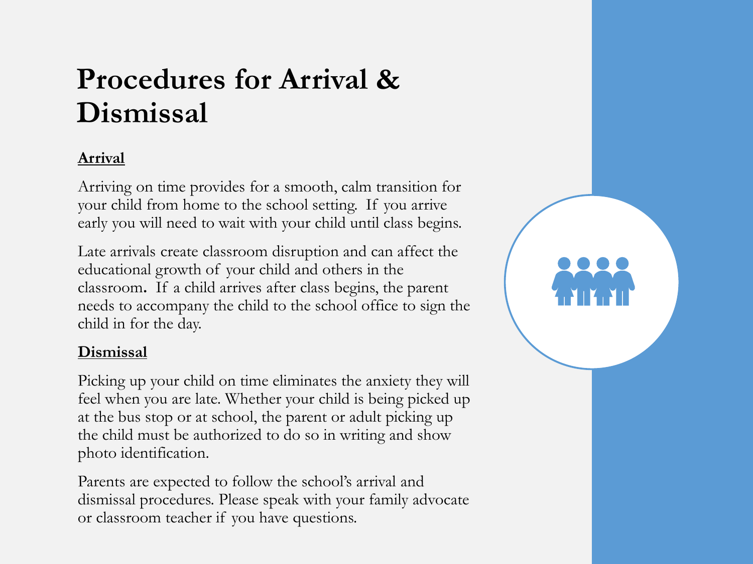# Procedures for Arrival & Dismissal

**Arrival**

Arriving on time provides for a smooth, calm transition for your child from home to the school setting. If you arrive early you will need to wait with your child until class begins.

Late arrivals create classroom disruption and can affect the educational growth of your child and others in the classroom. If a child arrives after class begins, the parent needs to accompany the child to the school office to sign the child in for the day.

**Dismissal**

Picking up your child on time eliminates the anxiety they will feel when you are late. Whether your child is being picked up at the bus stop or at school, the parent or adult picking up the child must be authorized to do so in writing and show photo identification.

Parents are expected to follow the school's arrival and dismissal procedures. Please speak with your family advocate or classroom teacher if you have questions.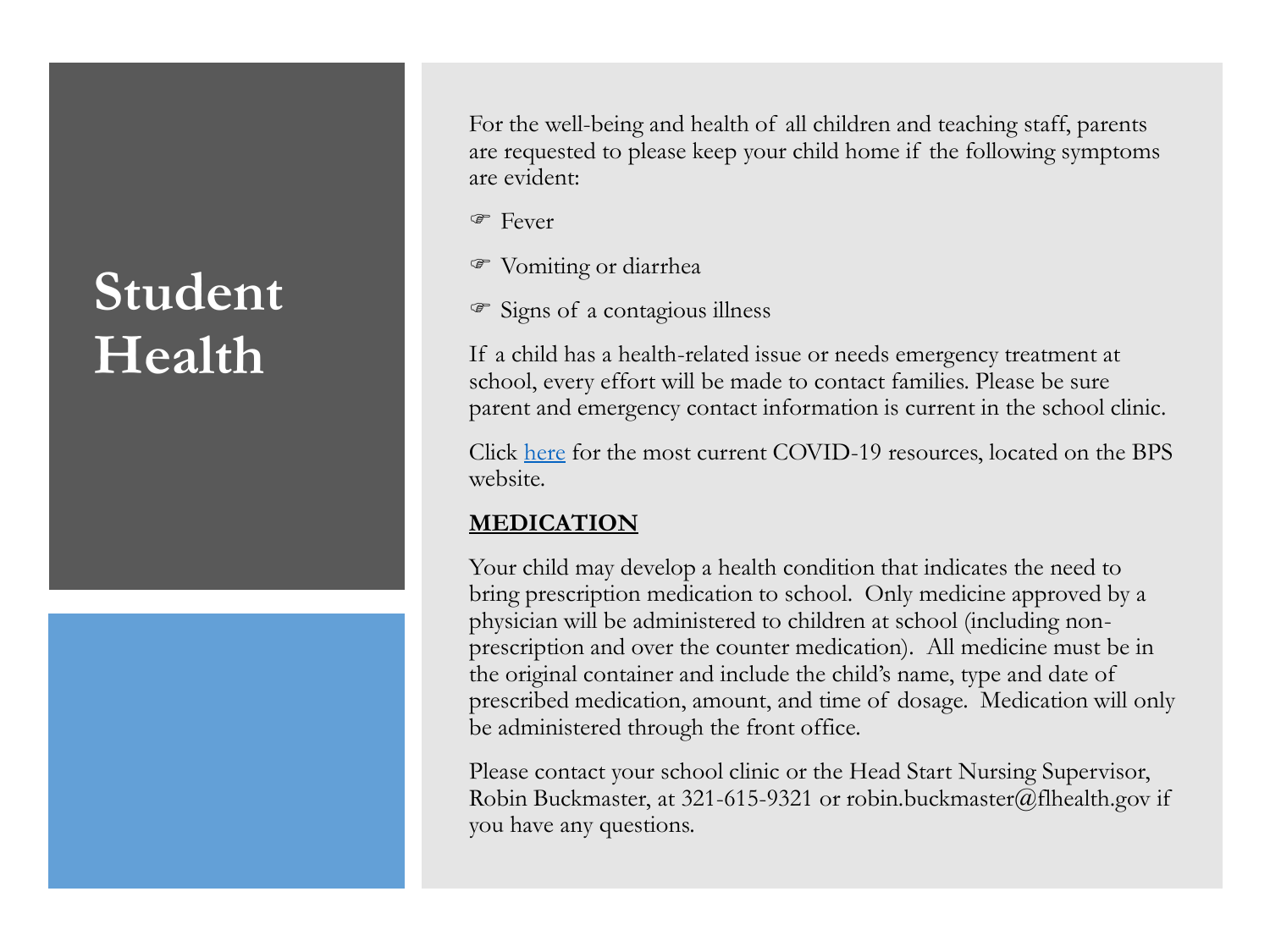# Student Health

For the well-being and health of all children and teaching staff, parents are requested to please keep your child home if the following symptoms are evident:

- Fever
- Vomiting or diarrhea
- Signs of a contagious illness

If a child has a health-related issue or needs emergency treatment at school, every effort will be made to contact families. Please be sure parent and emergency contact information is current in the school clinic.

Click here for the most current COVID-19 resources, located on the BPS website.

**MEDICATION**

Your child may develop a health condition that indicates the need to bring prescription medication to school. Only medicine approved by a physician will be administered to children at school (including non-prescription and over the counter medication). All medicine must be in the original container and include the child's name, type and date of prescribed medication, amount, and time of dosage. Medication will only be administered through the front office.

Please contact your school clinic or the Head Start Nursing Supervisor, Robin Buckmaster, at 321-615-9321 or robin.buckmaster@flhealth.gov if you have any questions.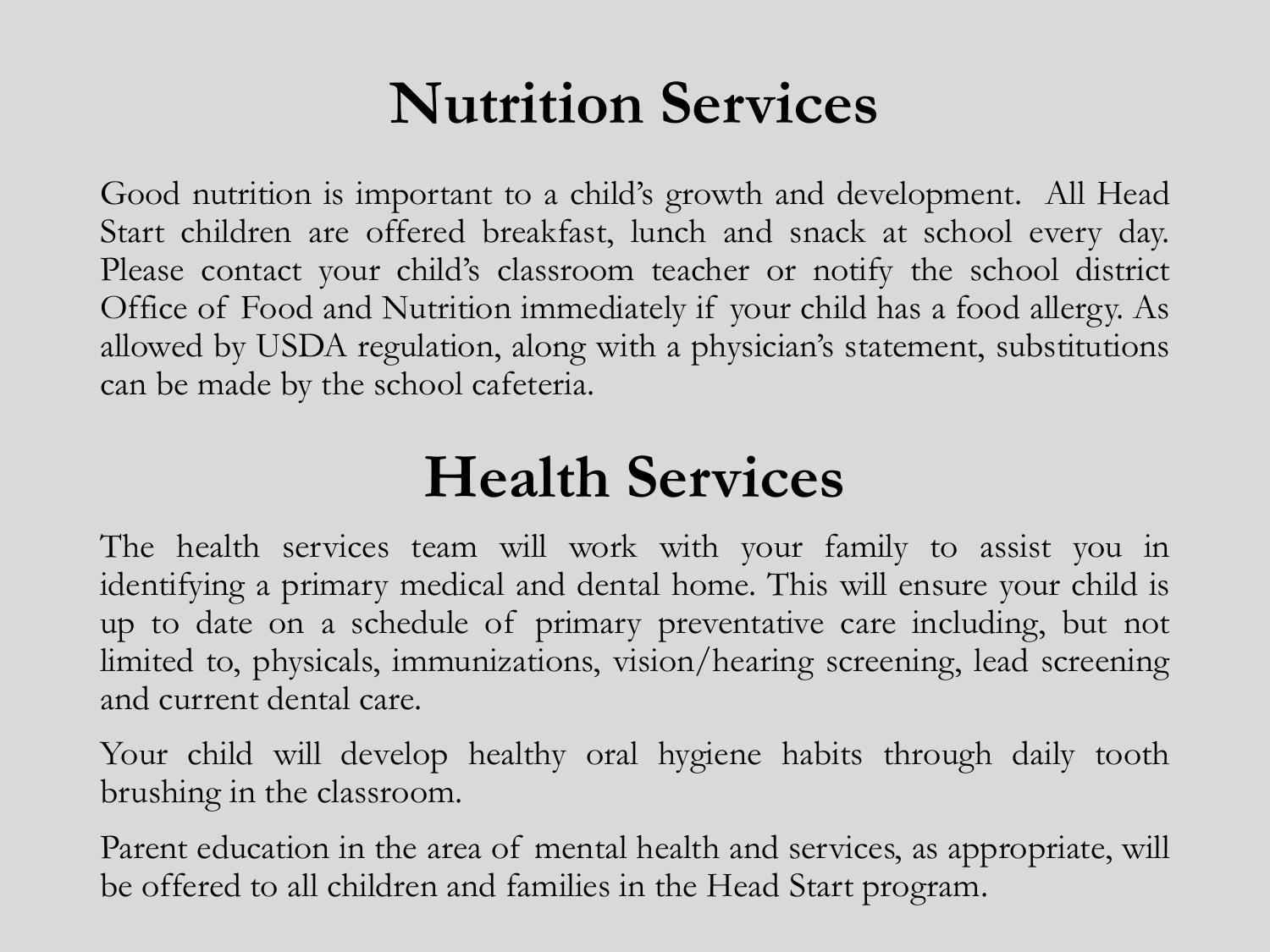# Nutrition Services

Good nutrition is important to a child's growth and development. All Head Start children are offered breakfast, lunch and snack at school every day. Please contact your child's classroom teacher or notify the school district Office of Food and Nutrition immediately if your child has a food allergy. As allowed by USDA regulation, along with a physician's statement, substitutions can be made by the school cafeteria.

# Health Services

The health services team will work with your family to assist you in identifying a primary medical and dental home. This will ensure your child is up to date on a schedule of primary preventative care including, but not limited to, physicals, immunizations, vision/hearing screening, lead screening and current dental care.

Your child will develop healthy oral hygiene habits through daily tooth brushing in the classroom.

Parent education in the area of mental health and services, as appropriate, will be offered to all children and families in the Head Start program.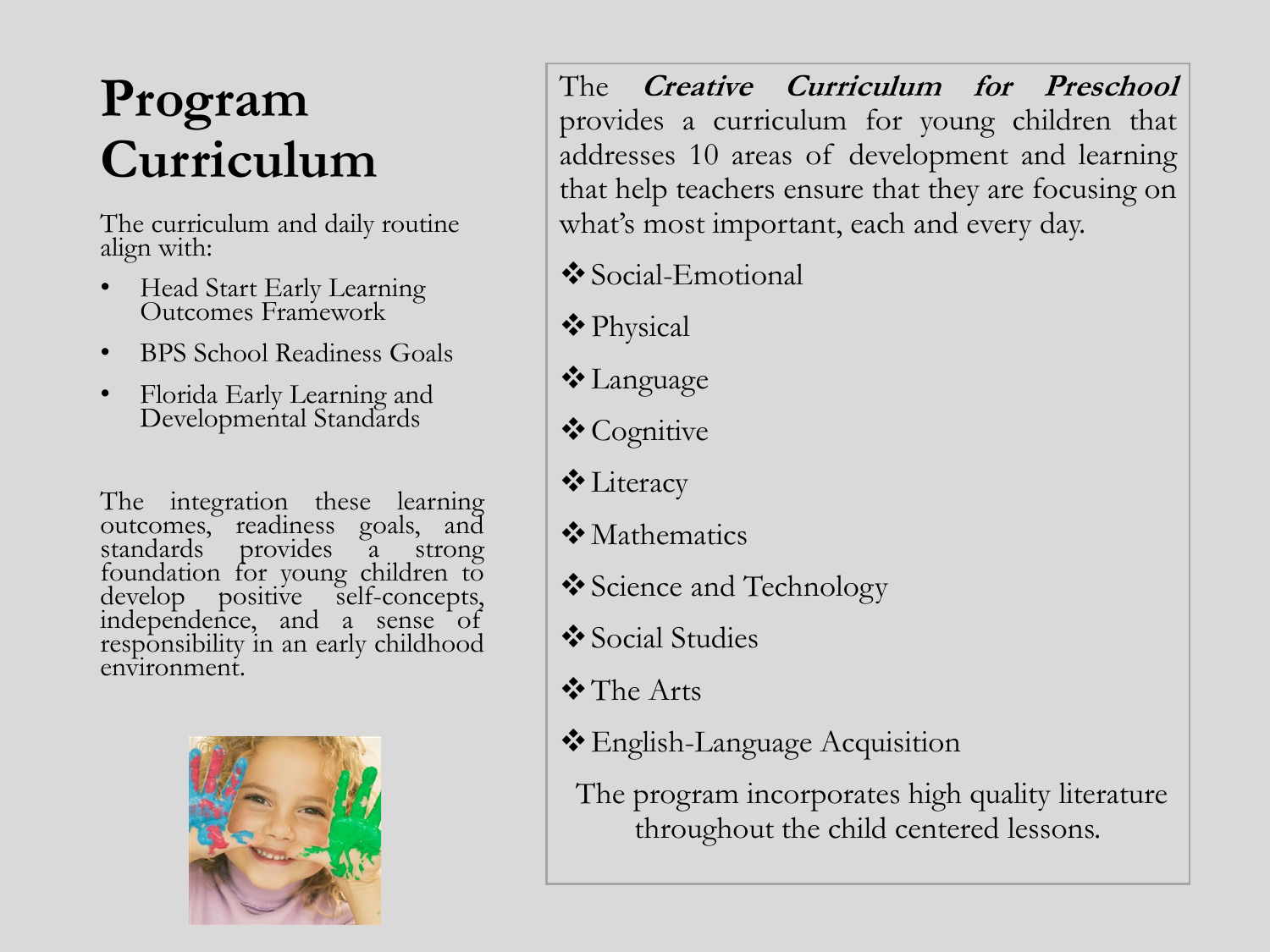# Program Curriculum

The curriculum and daily routine align with:

- Head Start Early Learning Outcomes Framework
- BPS School Readiness Goals
- Florida Early Learning and Developmental Standards

The integration these learning outcomes, readiness goals, and standards provides a strong foundation for young children to develop positive self-concepts, independence, and a sense of responsibility in an early childhood environment.

The ***Creative Curriculum for Preschool*** provides a curriculum for young children that addresses 10 areas of development and learning that help teachers ensure that they are focusing on what's most important, each and every day.

- Social-Emotional
- Physical
- Language
- Cognitive
- Literacy
- Mathematics
- Science and Technology
- Social Studies
- The Arts
- English-Language Acquisition

The program incorporates high quality literature throughout the child centered lessons.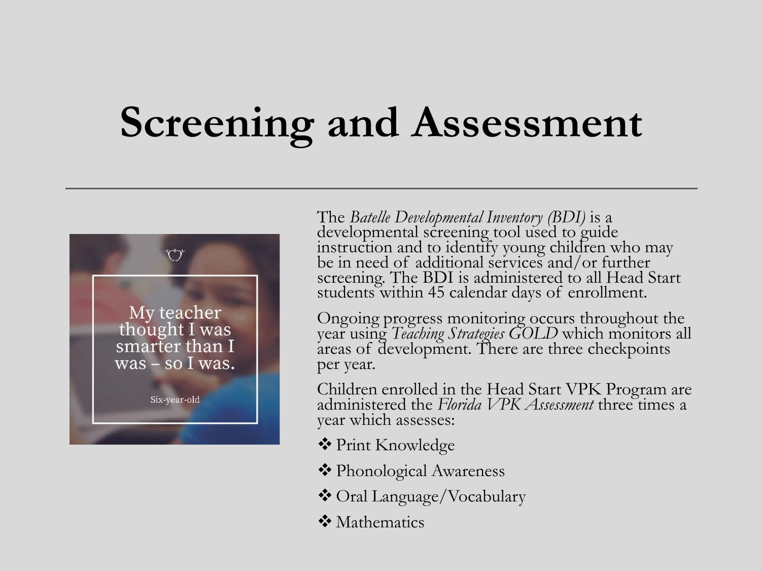# Screening and Assessment

The *Batelle Developmental Inventory (BDI)* is a developmental screening tool used to guide instruction and to identify young children who may be in need of additional services and/or further screening. The BDI is administered to all Head Start students within 45 calendar days of enrollment.

Ongoing progress monitoring occurs throughout the year using *Teaching Strategies GOLD* which monitors all areas of development. There are three checkpoints per year.

Children enrolled in the Head Start VPK Program are administered the *Florida VPK Assessment* three times a year which assesses:

- Print Knowledge
- Phonological Awareness
- Oral Language/Vocabulary
- Mathematics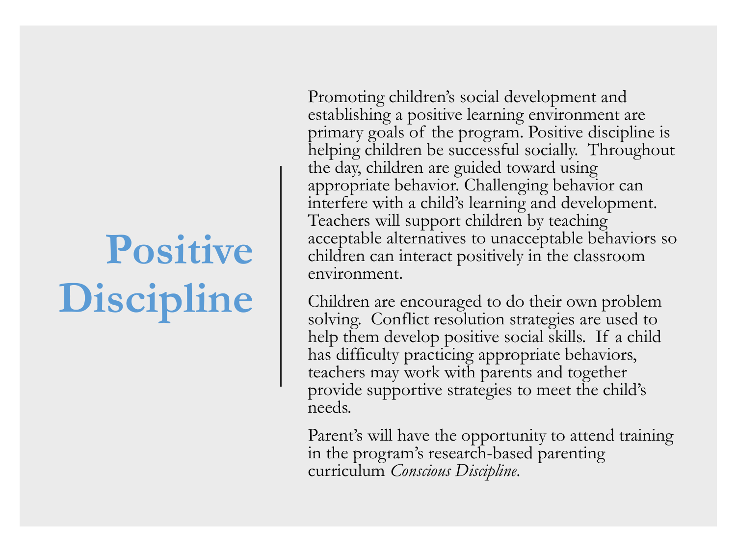# Positive Discipline

Promoting children's social development and establishing a positive learning environment are primary goals of the program. Positive discipline is helping children be successful socially. Throughout the day, children are guided toward using appropriate behavior. Challenging behavior can interfere with a child's learning and development. Teachers will support children by teaching acceptable alternatives to unacceptable behaviors so children can interact positively in the classroom environment.

Children are encouraged to do their own problem solving. Conflict resolution strategies are used to help them develop positive social skills. If a child has difficulty practicing appropriate behaviors, teachers may work with parents and together provide supportive strategies to meet the child's needs.

Parent's will have the opportunity to attend training in the program's research-based parenting curriculum *Conscious Discipline*.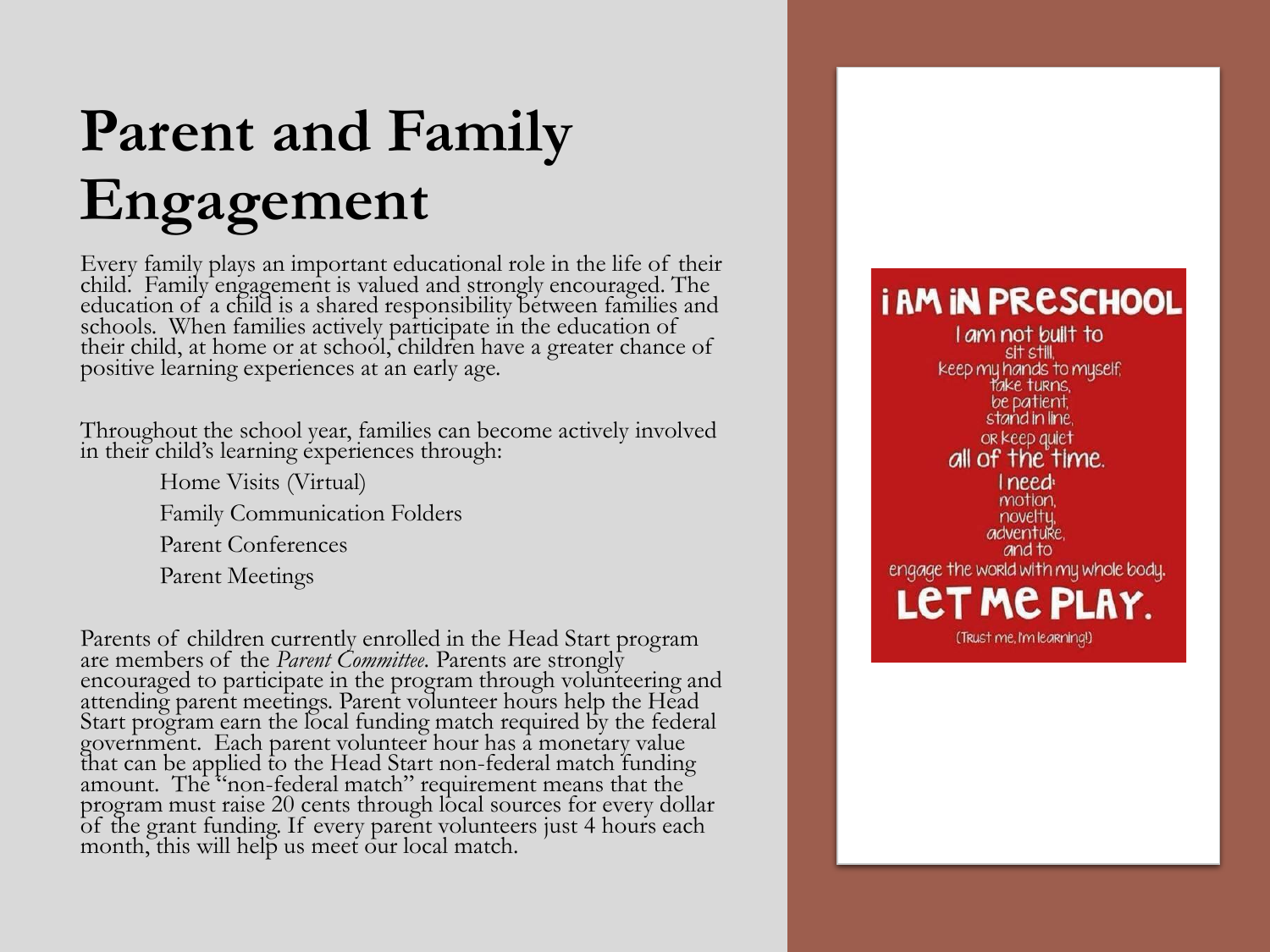# Parent and Family Engagement

Every family plays an important educational role in the life of their child. Family engagement is valued and strongly encouraged. The education of a child is a shared responsibility between families and schools. When families actively participate in the education of their child, at home or at school, children have a greater chance of positive learning experiences at an early age.

Throughout the school year, families can become actively involved in their child's learning experiences through:

- Home Visits (Virtual)
- Family Communication Folders
- Parent Conferences
- Parent Meetings

Parents of children currently enrolled in the Head Start program are members of the *Parent Committee*. Parents are strongly encouraged to participate in the program through volunteering and attending parent meetings. Parent volunteer hours help the Head Start program earn the local funding match required by the federal government. Each parent volunteer hour has a monetary value that can be applied to the Head Start non-federal match funding amount. The "non-federal match" requirement means that the program must raise 20 cents through local sources for every dollar of the grant funding. If every parent volunteers just 4 hours each month, this will help us meet our local match.

**I AM IN PRESCHOOL**

I am not built to
sit still,
keep my hands to myself,
take turns,
be patient,
stand in line,
or keep quiet
all of the time.
I need:
motion,
novelty,
adventure,
and to
engage the world with my whole body.

**LET ME PLAY.**

(Trust me, I'm learning!)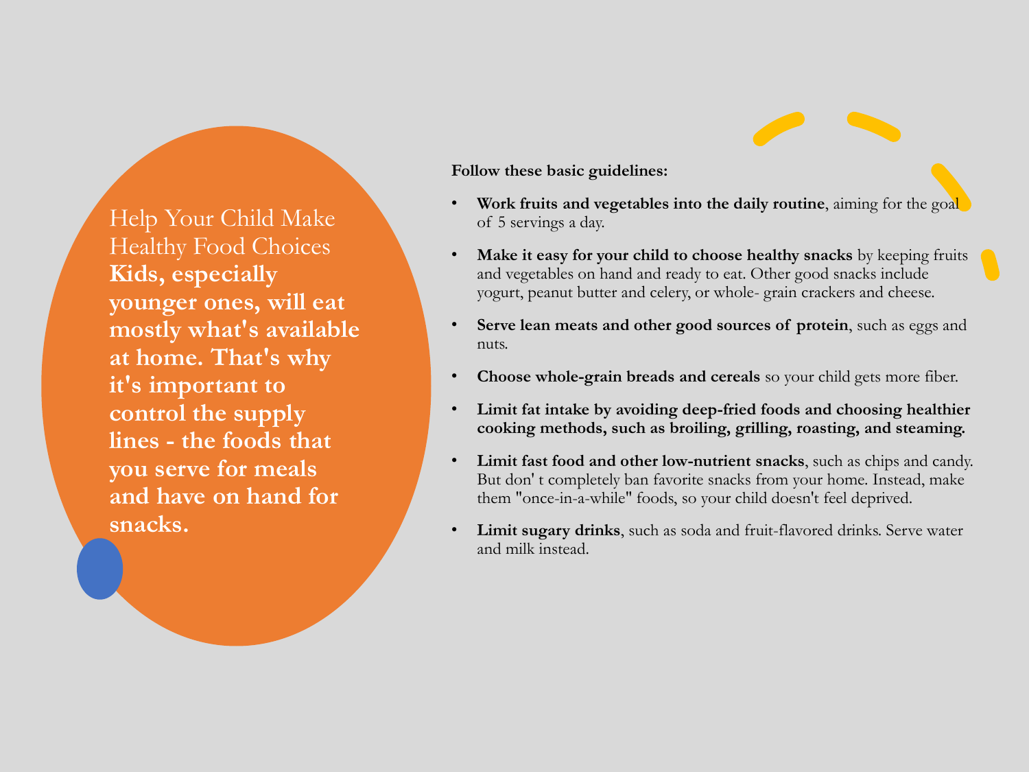# Help Your Child Make Healthy Food Choices

**Kids, especially younger ones, will eat mostly what's available at home. That's why it's important to control the supply lines - the foods that you serve for meals and have on hand for snacks.**

**Follow these basic guidelines:**

- **Work fruits and vegetables into the daily routine**, aiming for the goal of 5 servings a day.
- **Make it easy for your child to choose healthy snacks** by keeping fruits and vegetables on hand and ready to eat. Other good snacks include yogurt, peanut butter and celery, or whole- grain crackers and cheese.
- **Serve lean meats and other good sources of protein**, such as eggs and nuts.
- **Choose whole-grain breads and cereals** so your child gets more fiber.
- **Limit fat intake by avoiding deep-fried foods and choosing healthier cooking methods, such as broiling, grilling, roasting, and steaming.**
- **Limit fast food and other low-nutrient snacks**, such as chips and candy. But don' t completely ban favorite snacks from your home. Instead, make them "once-in-a-while" foods, so your child doesn't feel deprived.
- **Limit sugary drinks**, such as soda and fruit-flavored drinks. Serve water and milk instead.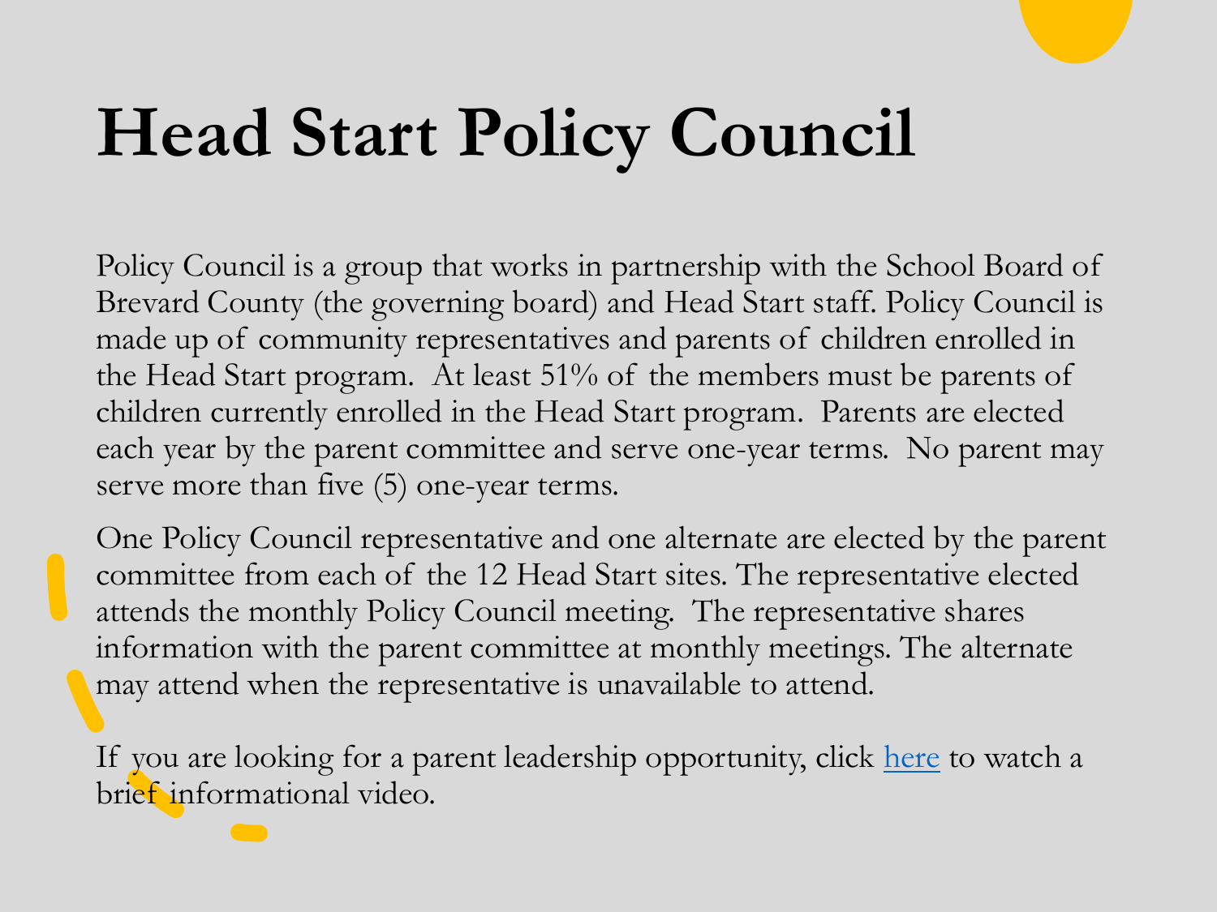# Head Start Policy Council

Policy Council is a group that works in partnership with the School Board of Brevard County (the governing board) and Head Start staff. Policy Council is made up of community representatives and parents of children enrolled in the Head Start program. At least 51% of the members must be parents of children currently enrolled in the Head Start program. Parents are elected each year by the parent committee and serve one-year terms. No parent may serve more than five (5) one-year terms.

One Policy Council representative and one alternate are elected by the parent committee from each of the 12 Head Start sites. The representative elected attends the monthly Policy Council meeting. The representative shares information with the parent committee at monthly meetings. The alternate may attend when the representative is unavailable to attend.

If you are looking for a parent leadership opportunity, click here to watch a brief informational video.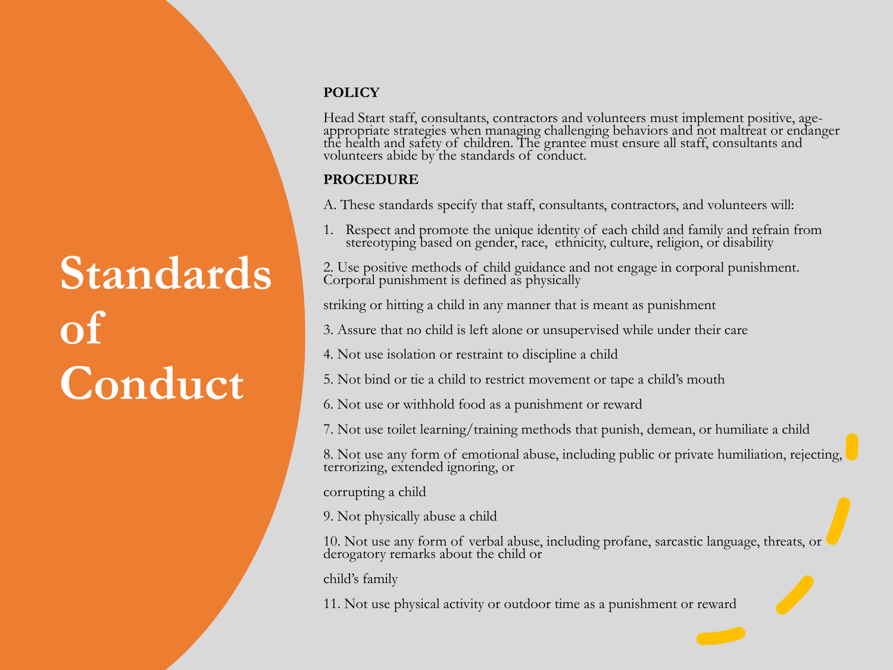# Standards of Conduct

**POLICY**

Head Start staff, consultants, contractors and volunteers must implement positive, age-appropriate strategies when managing challenging behaviors and not maltreat or endanger the health and safety of children. The grantee must ensure all staff, consultants and volunteers abide by the standards of conduct.

**PROCEDURE**

A. These standards specify that staff, consultants, contractors, and volunteers will:

1. Respect and promote the unique identity of each child and family and refrain from stereotyping based on gender, race, ethnicity, culture, religion, or disability
2. Use positive methods of child guidance and not engage in corporal punishment. Corporal punishment is defined as physically striking or hitting a child in any manner that is meant as punishment
3. Assure that no child is left alone or unsupervised while under their care
4. Not use isolation or restraint to discipline a child
5. Not bind or tie a child to restrict movement or tape a child's mouth
6. Not use or withhold food as a punishment or reward
7. Not use toilet learning/training methods that punish, demean, or humiliate a child
8. Not use any form of emotional abuse, including public or private humiliation, rejecting, terrorizing, extended ignoring, or corrupting a child
9. Not physically abuse a child
10. Not use any form of verbal abuse, including profane, sarcastic language, threats, or derogatory remarks about the child or child's family
11. Not use physical activity or outdoor time as a punishment or reward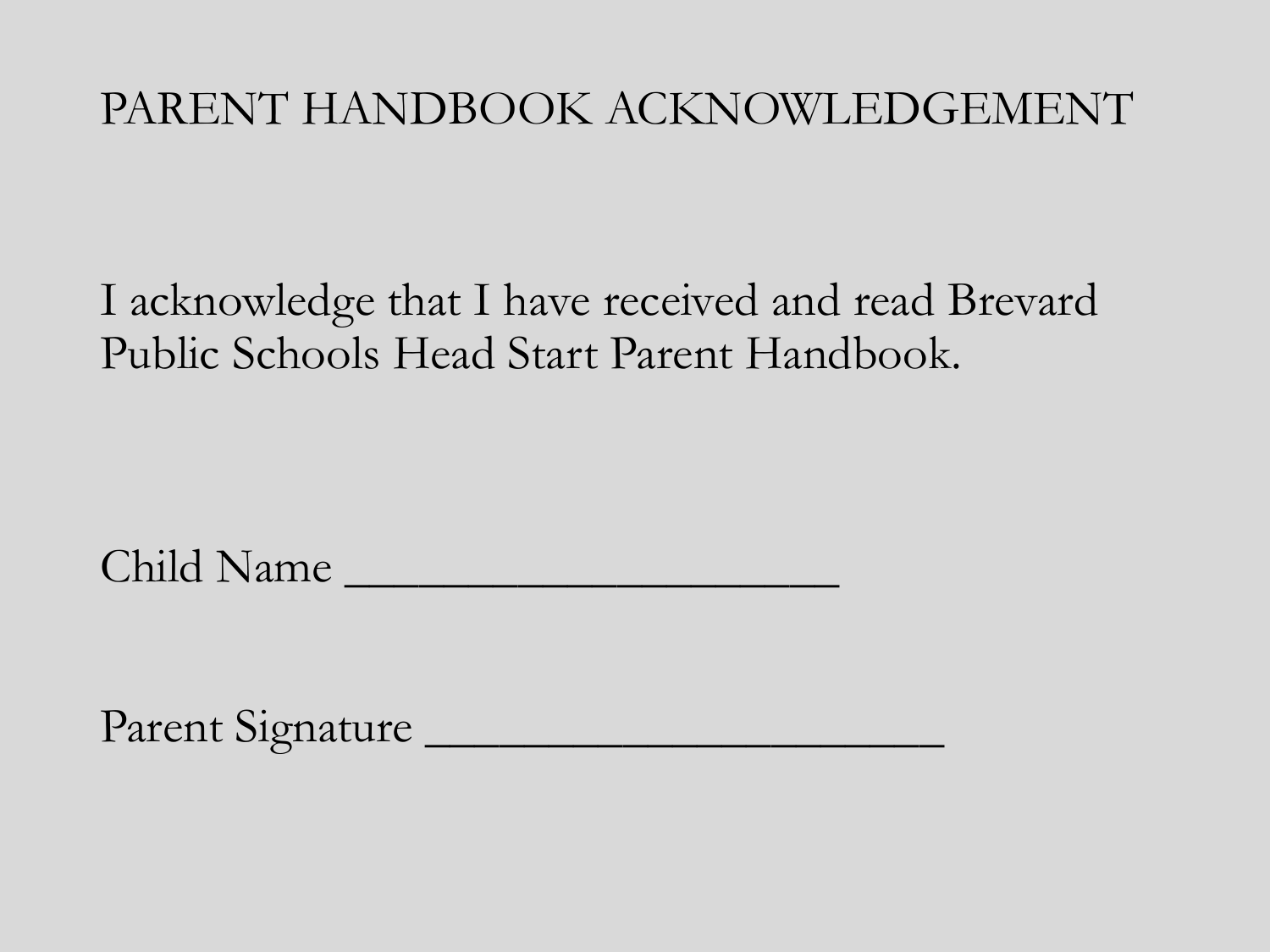# PARENT HANDBOOK ACKNOWLEDGEMENT

I acknowledge that I have received and read Brevard Public Schools Head Start Parent Handbook.

Child Name ____________________

Parent Signature _____________________